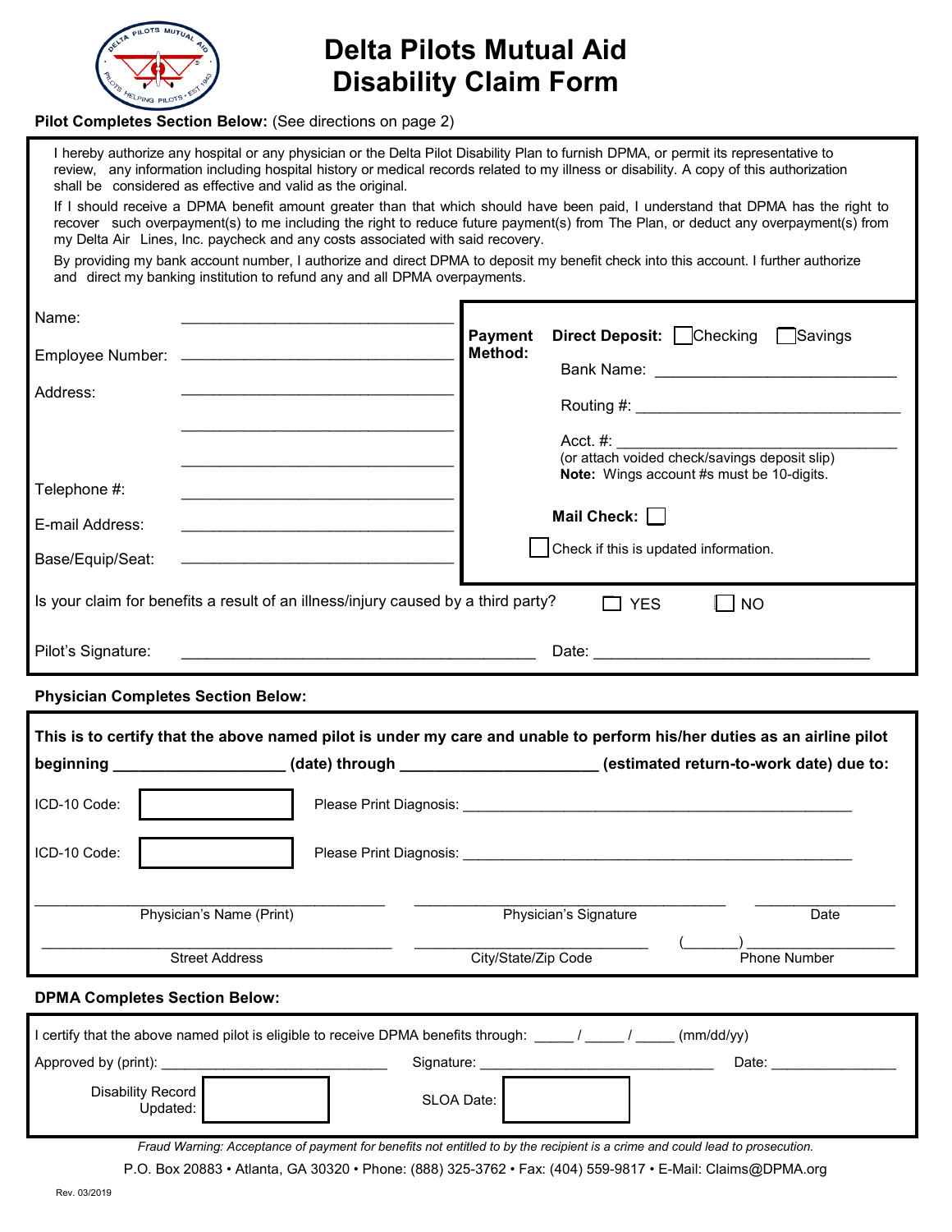# Delta Pilots Mutual Aid Disability Claim Form

**Pilot Completes Section Below:** (See directions on page 2)

I hereby authorize any hospital or any physician or the Delta Pilot Disability Plan to furnish DPMA, or permit its representative to review, any information including hospital history or medical records related to my illness or disability. A copy of this authorization shall be considered as effective and valid as the original.

If I should receive a DPMA benefit amount greater than that which should have been paid, I understand that DPMA has the right to recover such overpayment(s) to me including the right to reduce future payment(s) from The Plan, or deduct any overpayment(s) from my Delta Air Lines, Inc. paycheck and any costs associated with said recovery.

By providing my bank account number, I authorize and direct DPMA to deposit my benefit check into this account. I further authorize and direct my banking institution to refund any and all DPMA overpayments.

Name: ______________________________

Employee Number: ______________________________

Address: ______________________________

______________________________

______________________________

Telephone #: ______________________________

E-mail Address: ______________________________

Base/Equip/Seat: ______________________________

**Payment Method:**

**Direct Deposit:** ☐ Checking ☐ Savings

Bank Name: ______________________________

Routing #: ______________________________

Acct. #: ______________________________

(or attach voided check/savings deposit slip)

**Note:** Wings account #s must be 10-digits.

**Mail Check:** ☐

☐ Check if this is updated information.

Is your claim for benefits a result of an illness/injury caused by a third party? ☐ YES ☐ NO

Pilot's Signature: ______________________________ Date: ______________________________

**Physician Completes Section Below:**

**This is to certify that the above named pilot is under my care and unable to perform his/her duties as an airline pilot beginning ________________ (date) through ________________ (estimated return-to-work date) due to:**

ICD-10 Code: [ ] Please Print Diagnosis: ______________________________

ICD-10 Code: [ ] Please Print Diagnosis: ______________________________

______________________________ Physician's Name (Print)

______________________________ Physician's Signature

______________________________ Date

______________________________ Street Address

______________________________ City/State/Zip Code

(______) ______________________________ Phone Number

**DPMA Completes Section Below:**

I certify that the above named pilot is eligible to receive DPMA benefits through: _____ / _____ / _____ (mm/dd/yy)

Approved by (print): ______________________________ Signature: ______________________________ Date: ________________

Disability Record Updated: [ ] SLOA Date: [ ]

*Fraud Warning: Acceptance of payment for benefits not entitled to by the recipient is a crime and could lead to prosecution.*

P.O. Box 20883 • Atlanta, GA 30320 • Phone: (888) 325-3762 • Fax: (404) 559-9817 • E-Mail: Claims@DPMA.org

Rev. 03/2019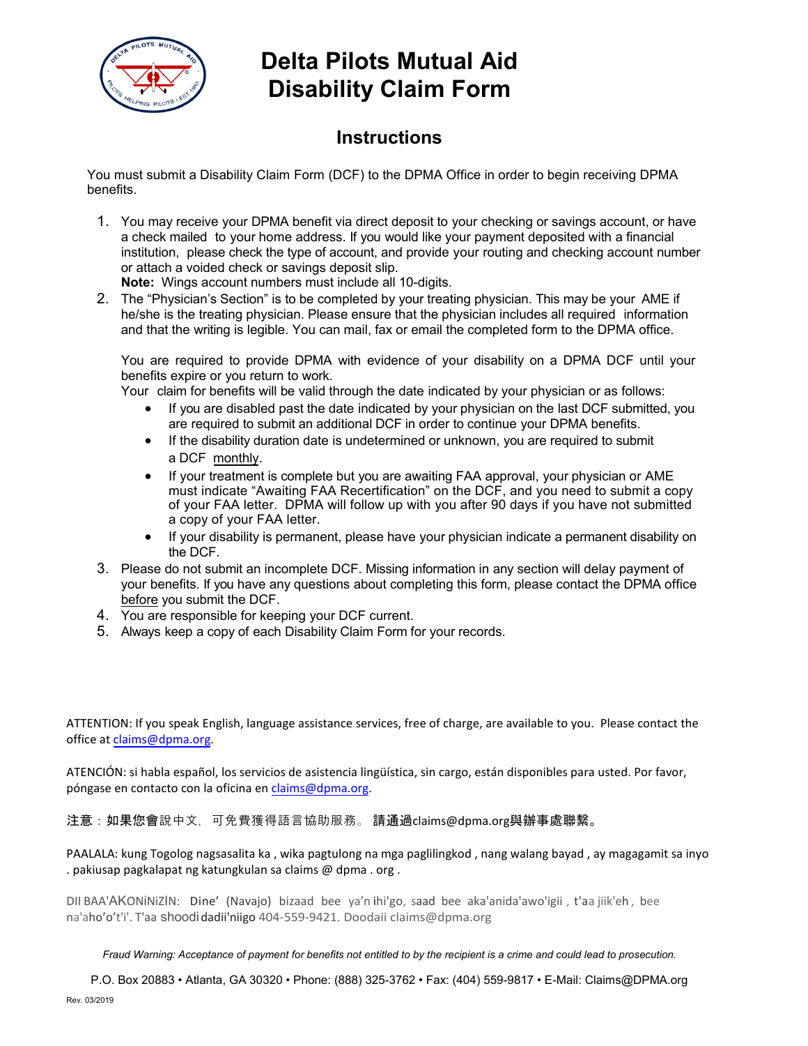# Delta Pilots Mutual Aid Disability Claim Form

## Instructions

You must submit a Disability Claim Form (DCF) to the DPMA Office in order to begin receiving DPMA benefits.

1. You may receive your DPMA benefit via direct deposit to your checking or savings account, or have a check mailed to your home address. If you would like your payment deposited with a financial institution, please check the type of account, and provide your routing and checking account number or attach a voided check or savings deposit slip.
   **Note:** Wings account numbers must include all 10-digits.
2. The "Physician's Section" is to be completed by your treating physician. This may be your AME if he/she is the treating physician. Please ensure that the physician includes all required information and that the writing is legible. You can mail, fax or email the completed form to the DPMA office.

   You are required to provide DPMA with evidence of your disability on a DPMA DCF until your benefits expire or you return to work.
   Your claim for benefits will be valid through the date indicated by your physician or as follows:
   - If you are disabled past the date indicated by your physician on the last DCF submitted, you are required to submit an additional DCF in order to continue your DPMA benefits.
   - If the disability duration date is undetermined or unknown, you are required to submit a DCF <u>monthly</u>.
   - If your treatment is complete but you are awaiting FAA approval, your physician or AME must indicate "Awaiting FAA Recertification" on the DCF, and you need to submit a copy of your FAA letter. DPMA will follow up with you after 90 days if you have not submitted a copy of your FAA letter.
   - If your disability is permanent, please have your physician indicate a permanent disability on the DCF.
3. Please do not submit an incomplete DCF. Missing information in any section will delay payment of your benefits. If you have any questions about completing this form, please contact the DPMA office <u>before</u> you submit the DCF.
4. You are responsible for keeping your DCF current.
5. Always keep a copy of each Disability Claim Form for your records.

ATTENTION: If you speak English, language assistance services, free of charge, are available to you. Please contact the office at claims@dpma.org.

ATENCIÓN: si habla español, los servicios de asistencia lingüística, sin cargo, están disponibles para usted. Por favor, póngase en contacto con la oficina en claims@dpma.org.

注意：如果您會說中文，可免費獲得語言協助服務。請通過claims@dpma.org與辦事處聯繫。

PAALALA: kung Togolog nagsasalita ka , wika pagtulong na mga paglilingkod , nang walang bayad , ay magagamit sa inyo . pakiusap pagkalapat ng katungkulan sa claims @ dpma . org .

DII BAA'AKONiNiZIN: Dine' (Navajo) bizaad bee ya'n ihi'go, saad bee aka'anida'awo'igii , t'aa jiik'eh , bee na'aho'o't'i'. T'aa shoodi dadii'niigo 404-559-9421. Doodaii claims@dpma.org

*Fraud Warning: Acceptance of payment for benefits not entitled to by the recipient is a crime and could lead to prosecution.*

P.O. Box 20883 • Atlanta, GA 30320 • Phone: (888) 325-3762 • Fax: (404) 559-9817 • E-Mail: Claims@DPMA.org

Rev. 03/2019